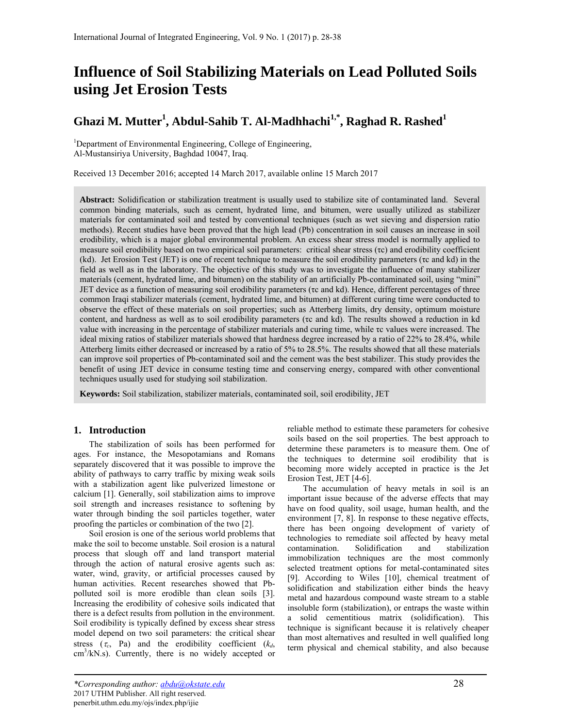# Influence of Soil Stabilizing Materials on Lead Polluted Soils using Jet Erosion Tests

**Ghazi M. Mutter[1], Abdul-Sahib T. Al-Madhhachi[1,*], Raghad R. Rashed[1]**

[1]Department of Environmental Engineering, College of Engineering, Al-Mustansiriya University, Baghdad 10047, Iraq.

Received 13 December 2016; accepted 14 March 2017, available online 15 March 2017

**Abstract:** Solidification or stabilization treatment is usually used to stabilize site of contaminated land. Several common binding materials, such as cement, hydrated lime, and bitumen, were usually utilized as stabilizer materials for contaminated soil and tested by conventional techniques (such as wet sieving and dispersion ratio methods). Recent studies have been proved that the high lead (Pb) concentration in soil causes an increase in soil erodibility, which is a major global environmental problem. An excess shear stress model is normally applied to measure soil erodibility based on two empirical soil parameters: critical shear stress (τc) and erodibility coefficient (kd). Jet Erosion Test (JET) is one of recent technique to measure the soil erodibility parameters (τc and kd) in the field as well as in the laboratory. The objective of this study was to investigate the influence of many stabilizer materials (cement, hydrated lime, and bitumen) on the stability of an artificially Pb-contaminated soil, using "mini" JET device as a function of measuring soil erodibility parameters (τc and kd). Hence, different percentages of three common Iraqi stabilizer materials (cement, hydrated lime, and bitumen) at different curing time were conducted to observe the effect of these materials on soil properties; such as Atterberg limits, dry density, optimum moisture content, and hardness as well as to soil erodibility parameters (τc and kd). The results showed a reduction in kd value with increasing in the percentage of stabilizer materials and curing time, while τc values were increased. The ideal mixing ratios of stabilizer materials showed that hardness degree increased by a ratio of 22% to 28.4%, while Atterberg limits either decreased or increased by a ratio of 5% to 28.5%. The results showed that all these materials can improve soil properties of Pb-contaminated soil and the cement was the best stabilizer. This study provides the benefit of using JET device in consume testing time and conserving energy, compared with other conventional techniques usually used for studying soil stabilization.

**Keywords:** Soil stabilization, stabilizer materials, contaminated soil, soil erodibility, JET

## 1. Introduction

The stabilization of soils has been performed for ages. For instance, the Mesopotamians and Romans separately discovered that it was possible to improve the ability of pathways to carry traffic by mixing weak soils with a stabilization agent like pulverized limestone or calcium [1]. Generally, soil stabilization aims to improve soil strength and increases resistance to softening by water through binding the soil particles together, water proofing the particles or combination of the two [2].

Soil erosion is one of the serious world problems that make the soil to become unstable. Soil erosion is a natural process that slough off and land transport material through the action of natural erosive agents such as: water, wind, gravity, or artificial processes caused by human activities. Recent researches showed that Pb-polluted soil is more erodible than clean soils [3]. Increasing the erodibility of cohesive soils indicated that there is a defect results from pollution in the environment. Soil erodibility is typically defined by excess shear stress model depend on two soil parameters: the critical shear stress ($\tau_c$, Pa) and the erodibility coefficient ($k_d$, $cm^3$/kN.s). Currently, there is no widely accepted or reliable method to estimate these parameters for cohesive soils based on the soil properties. The best approach to determine these parameters is to measure them. One of the techniques to determine soil erodibility that is becoming more widely accepted in practice is the Jet Erosion Test, JET [4-6].

The accumulation of heavy metals in soil is an important issue because of the adverse effects that may have on food quality, soil usage, human health, and the environment [7, 8]. In response to these negative effects, there has been ongoing development of variety of technologies to remediate soil affected by heavy metal contamination. Solidification and stabilization immobilization techniques are the most commonly selected treatment options for metal-contaminated sites [9]. According to Wiles [10], chemical treatment of solidification and stabilization either binds the heavy metal and hazardous compound waste stream to a stable insoluble form (stabilization), or entraps the waste within a solid cementitious matrix (solidification). This technique is significant because it is relatively cheaper than most alternatives and resulted in well qualified long term physical and chemical stability, and also because

*Corresponding author: abdu@okstate.edu
2017 UTHM Publisher. All right reserved.
penerbit.uthm.edu.my/ojs/index.php/ijie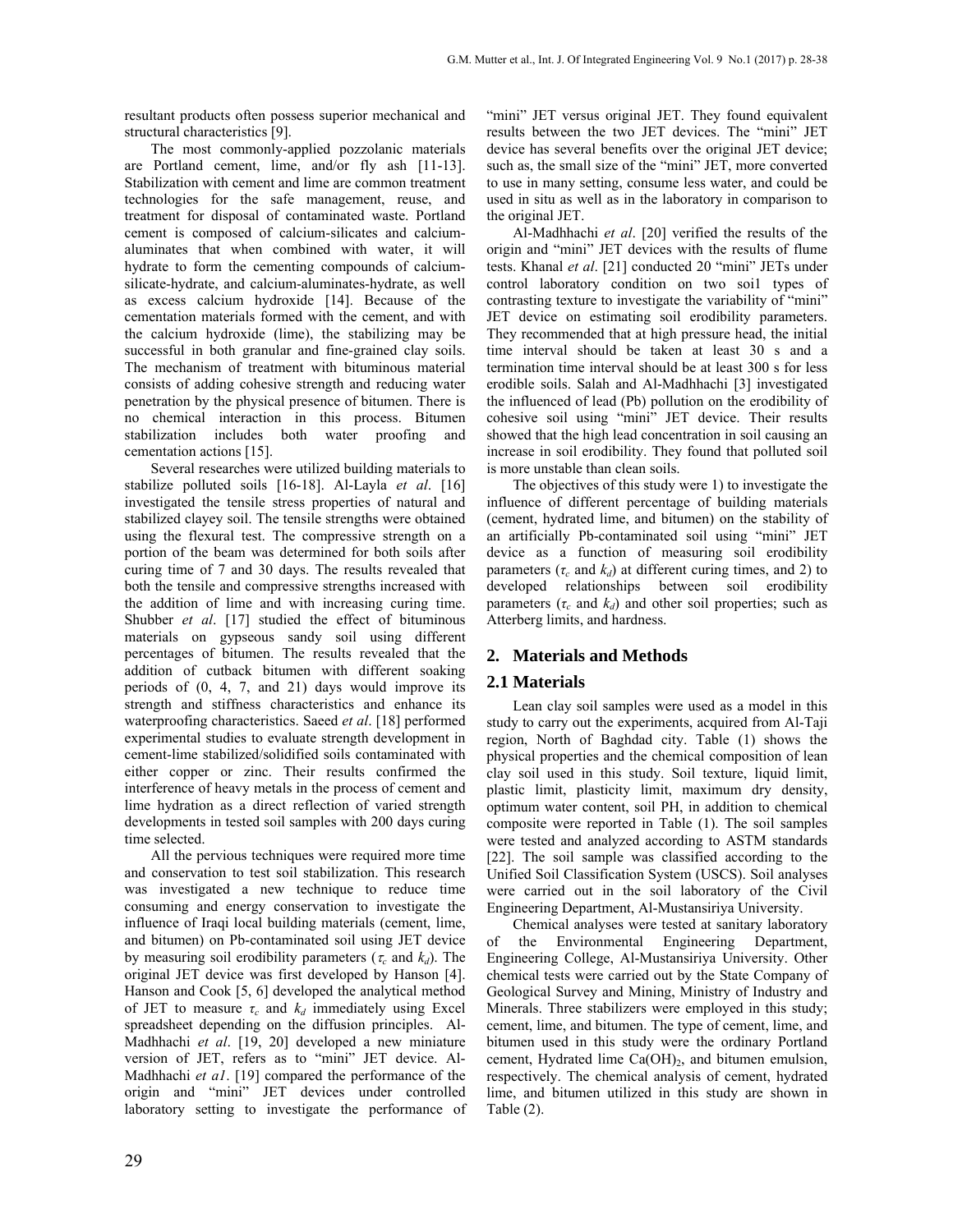resultant products often possess superior mechanical and structural characteristics [9].

The most commonly-applied pozzolanic materials are Portland cement, lime, and/or fly ash [11-13]. Stabilization with cement and lime are common treatment technologies for the safe management, reuse, and treatment for disposal of contaminated waste. Portland cement is composed of calcium-silicates and calcium-aluminates that when combined with water, it will hydrate to form the cementing compounds of calcium-silicate-hydrate, and calcium-aluminates-hydrate, as well as excess calcium hydroxide [14]. Because of the cementation materials formed with the cement, and with the calcium hydroxide (lime), the stabilizing may be successful in both granular and fine-grained clay soils. The mechanism of treatment with bituminous material consists of adding cohesive strength and reducing water penetration by the physical presence of bitumen. There is no chemical interaction in this process. Bitumen stabilization includes both water proofing and cementation actions [15].

Several researches were utilized building materials to stabilize polluted soils [16-18]. Al-Layla *et al*. [16] investigated the tensile stress properties of natural and stabilized clayey soil. The tensile strengths were obtained using the flexural test. The compressive strength on a portion of the beam was determined for both soils after curing time of 7 and 30 days. The results revealed that both the tensile and compressive strengths increased with the addition of lime and with increasing curing time. Shubber *et al*. [17] studied the effect of bituminous materials on gypseous sandy soil using different percentages of bitumen. The results revealed that the addition of cutback bitumen with different soaking periods of (0, 4, 7, and 21) days would improve its strength and stiffness characteristics and enhance its waterproofing characteristics. Saeed *et al*. [18] performed experimental studies to evaluate strength development in cement-lime stabilized/solidified soils contaminated with either copper or zinc. Their results confirmed the interference of heavy metals in the process of cement and lime hydration as a direct reflection of varied strength developments in tested soil samples with 200 days curing time selected.

All the pervious techniques were required more time and conservation to test soil stabilization. This research was investigated a new technique to reduce time consuming and energy conservation to investigate the influence of Iraqi local building materials (cement, lime, and bitumen) on Pb-contaminated soil using JET device by measuring soil erodibility parameters ($\tau_c$ and $k_d$). The original JET device was first developed by Hanson [4]. Hanson and Cook [5, 6] developed the analytical method of JET to measure $\tau_c$ and $k_d$ immediately using Excel spreadsheet depending on the diffusion principles. Al-Madhhachi *et al*. [19, 20] developed a new miniature version of JET, refers as to "mini" JET device. Al-Madhhachi *et a1*. [19] compared the performance of the origin and "mini" JET devices under controlled laboratory setting to investigate the performance of "mini" JET versus original JET. They found equivalent results between the two JET devices. The "mini" JET device has several benefits over the original JET device; such as, the small size of the "mini" JET, more converted to use in many setting, consume less water, and could be used in situ as well as in the laboratory in comparison to the original JET.

Al-Madhhachi *et al*. [20] verified the results of the origin and "mini" JET devices with the results of flume tests. Khanal *et al*. [21] conducted 20 "mini" JETs under control laboratory condition on two soi1 types of contrasting texture to investigate the variability of "mini" JET device on estimating soil erodibility parameters. They recommended that at high pressure head, the initial time interval should be taken at least 30 s and a termination time interval should be at least 300 s for less erodible soils. Salah and Al-Madhhachi [3] investigated the influenced of lead (Pb) pollution on the erodibility of cohesive soil using "mini" JET device. Their results showed that the high lead concentration in soil causing an increase in soil erodibility. They found that polluted soil is more unstable than clean soils.

The objectives of this study were 1) to investigate the influence of different percentage of building materials (cement, hydrated lime, and bitumen) on the stability of an artificially Pb-contaminated soil using "mini" JET device as a function of measuring soil erodibility parameters ($\tau_c$ and $k_d$) at different curing times, and 2) to developed relationships between soil erodibility parameters ($\tau_c$ and $k_d$) and other soil properties; such as Atterberg limits, and hardness.

## 2. Materials and Methods

### 2.1 Materials

Lean clay soil samples were used as a model in this study to carry out the experiments, acquired from Al-Taji region, North of Baghdad city. Table (1) shows the physical properties and the chemical composition of lean clay soil used in this study. Soil texture, liquid limit, plastic limit, plasticity limit, maximum dry density, optimum water content, soil PH, in addition to chemical composite were reported in Table (1). The soil samples were tested and analyzed according to ASTM standards [22]. The soil sample was classified according to the Unified Soil Classification System (USCS). Soil analyses were carried out in the soil laboratory of the Civil Engineering Department, Al-Mustansiriya University.

Chemical analyses were tested at sanitary laboratory of the Environmental Engineering Department, Engineering College, Al-Mustansiriya University. Other chemical tests were carried out by the State Company of Geological Survey and Mining, Ministry of Industry and Minerals. Three stabilizers were employed in this study; cement, lime, and bitumen. The type of cement, lime, and bitumen used in this study were the ordinary Portland cement, Hydrated lime $Ca(OH)_2$, and bitumen emulsion, respectively. The chemical analysis of cement, hydrated lime, and bitumen utilized in this study are shown in Table (2).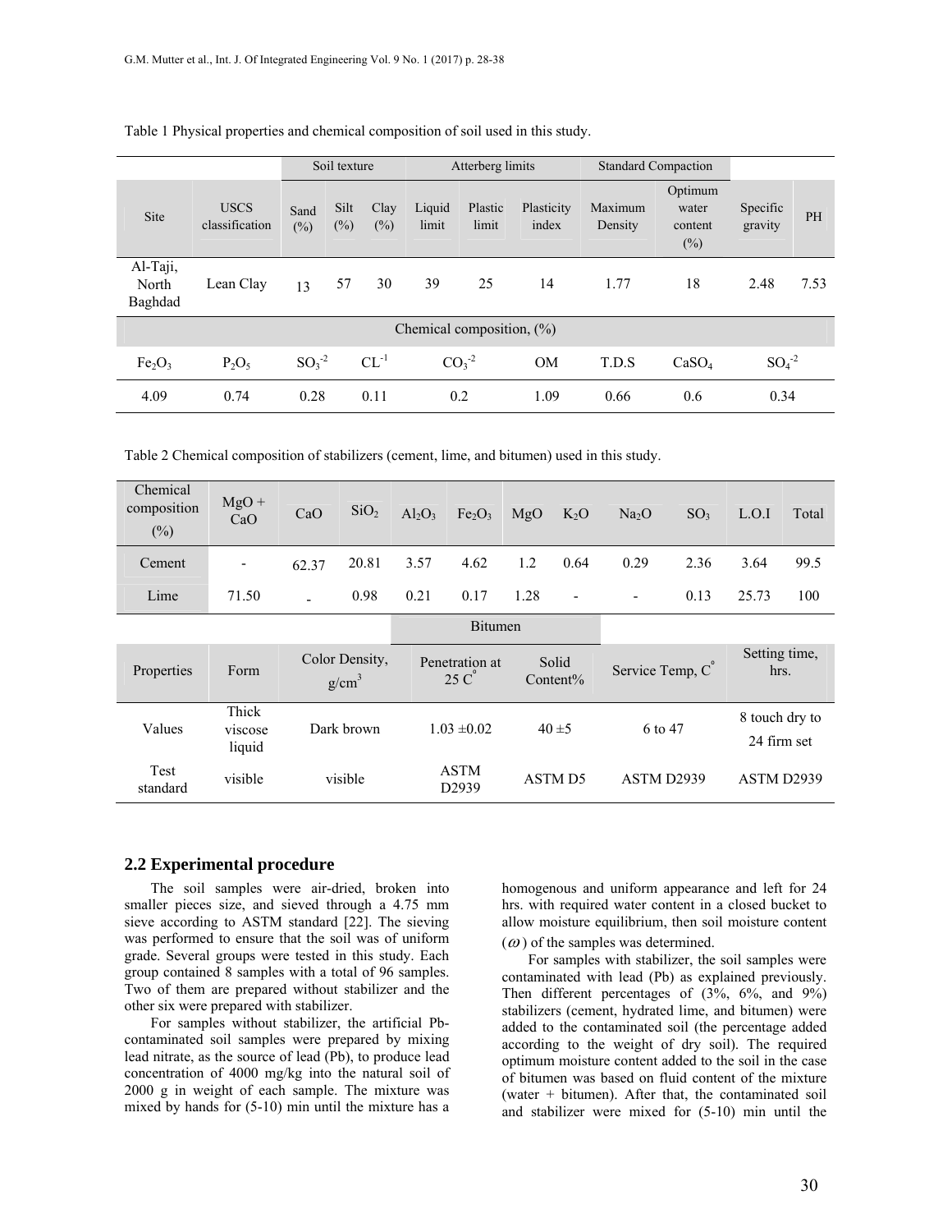Table 1 Physical properties and chemical composition of soil used in this study.

| | | Soil texture | | | Atterberg limits | | | Standard Compaction | | | |
|---|---|---|---|---|---|---|---|---|---|---|---|
| Site | USCS classification | Sand (%) | Silt (%) | Clay (%) | Liquid limit | Plastic limit | Plasticity index | Maximum Density | Optimum water content (%) | Specific gravity | PH |
| Al-Taji, North Baghdad | Lean Clay | 13 | 57 | 30 | 39 | 25 | 14 | 1.77 | 18 | 2.48 | 7.53 |
| Chemical composition, (%) | | | | | | | | | | | |
| $Fe_2O_3$ | $P_2O_5$ | $SO_3^{-2}$ | $CL^{-1}$ | $CO_3^{-2}$ | | | OM | T.D.S | $CaSO_4$ | $SO_4^{-2}$ | |
| 4.09 | 0.74 | 0.28 | 0.11 | 0.2 | | | 1.09 | 0.66 | 0.6 | 0.34 | |

Table 2 Chemical composition of stabilizers (cement, lime, and bitumen) used in this study.

| Chemical composition (%) | MgO + CaO | CaO | $SiO_2$ | $Al_2O_3$ | $Fe_2O_3$ | MgO | $K_2O$ | $Na_2O$ | $SO_3$ | L.O.I | Total |
|---|---|---|---|---|---|---|---|---|---|---|---|
| Cement | - | 62.37 | 20.81 | 3.57 | 4.62 | 1.2 | 0.64 | 0.29 | 2.36 | 3.64 | 99.5 |
| Lime | 71.50 | - | 0.98 | 0.21 | 0.17 | 1.28 | - | - | 0.13 | 25.73 | 100 |

| Bitumen | | | | | | |
|---|---|---|---|---|---|---|
| Properties | Form | Color Density, $g/cm^3$ | Penetration at 25 $C^{\circ}$ | Solid Content% | Service Temp, $C^{\circ}$ | Setting time, hrs. |
| Values | Thick viscose liquid | Dark brown | 1.03 ±0.02 | 40 ±5 | 6 to 47 | 8 touch dry to 24 firm set |
| Test standard | visible | visible | ASTM D2939 | ASTM D5 | ASTM D2939 | ASTM D2939 |

## 2.2 Experimental procedure

The soil samples were air-dried, broken into smaller pieces size, and sieved through a 4.75 mm sieve according to ASTM standard [22]. The sieving was performed to ensure that the soil was of uniform grade. Several groups were tested in this study. Each group contained 8 samples with a total of 96 samples. Two of them are prepared without stabilizer and the other six were prepared with stabilizer.

For samples without stabilizer, the artificial Pb-contaminated soil samples were prepared by mixing lead nitrate, as the source of lead (Pb), to produce lead concentration of 4000 mg/kg into the natural soil of 2000 g in weight of each sample. The mixture was mixed by hands for (5-10) min until the mixture has a homogenous and uniform appearance and left for 24 hrs. with required water content in a closed bucket to allow moisture equilibrium, then soil moisture content ($\omega$) of the samples was determined.

For samples with stabilizer, the soil samples were contaminated with lead (Pb) as explained previously. Then different percentages of (3%, 6%, and 9%) stabilizers (cement, hydrated lime, and bitumen) were added to the contaminated soil (the percentage added according to the weight of dry soil). The required optimum moisture content added to the soil in the case of bitumen was based on fluid content of the mixture (water + bitumen). After that, the contaminated soil and stabilizer were mixed for (5-10) min until the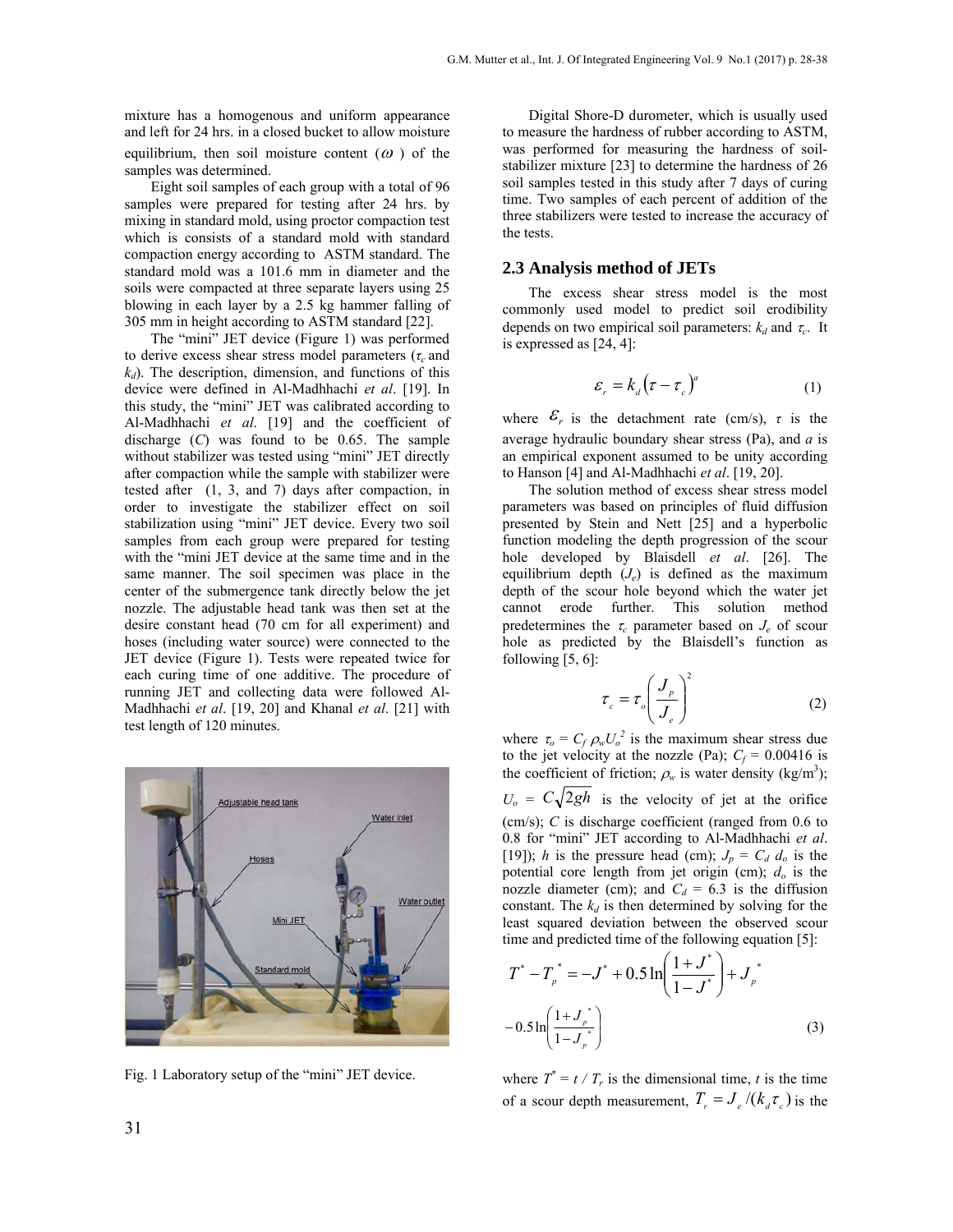mixture has a homogenous and uniform appearance and left for 24 hrs. in a closed bucket to allow moisture equilibrium, then soil moisture content ($\omega$) of the samples was determined.

Eight soil samples of each group with a total of 96 samples were prepared for testing after 24 hrs. by mixing in standard mold, using proctor compaction test which is consists of a standard mold with standard compaction energy according to ASTM standard. The standard mold was a 101.6 mm in diameter and the soils were compacted at three separate layers using 25 blowing in each layer by a 2.5 kg hammer falling of 305 mm in height according to ASTM standard [22].

The "mini" JET device (Figure 1) was performed to derive excess shear stress model parameters ($\tau_c$ and $k_d$). The description, dimension, and functions of this device were defined in Al-Madhhachi *et al*. [19]. In this study, the "mini" JET was calibrated according to Al-Madhhachi *et al*. [19] and the coefficient of discharge ($C$) was found to be 0.65. The sample without stabilizer was tested using "mini" JET directly after compaction while the sample with stabilizer were tested after (1, 3, and 7) days after compaction, in order to investigate the stabilizer effect on soil stabilization using "mini" JET device. Every two soil samples from each group were prepared for testing with the "mini JET device at the same time and in the same manner. The soil specimen was place in the center of the submergence tank directly below the jet nozzle. The adjustable head tank was then set at the desire constant head (70 cm for all experiment) and hoses (including water source) were connected to the JET device (Figure 1). Tests were repeated twice for each curing time of one additive. The procedure of running JET and collecting data were followed Al-Madhhachi *et al*. [19, 20] and Khanal *et al*. [21] with test length of 120 minutes.

Fig. 1 Laboratory setup of the "mini" JET device.

Digital Shore-D durometer, which is usually used to measure the hardness of rubber according to ASTM, was performed for measuring the hardness of soil-stabilizer mixture [23] to determine the hardness of 26 soil samples tested in this study after 7 days of curing time. Two samples of each percent of addition of the three stabilizers were tested to increase the accuracy of the tests.

## 2.3 Analysis method of JETs

The excess shear stress model is the most commonly used model to predict soil erodibility depends on two empirical soil parameters: $k_d$ and $\tau_c$. It is expressed as [24, 4]:

$$\varepsilon_r = k_d\left(\tau - \tau_c\right)^a \tag{1}$$

where $\varepsilon_r$ is the detachment rate (cm/s), $\tau$ is the average hydraulic boundary shear stress (Pa), and $a$ is an empirical exponent assumed to be unity according to Hanson [4] and Al-Madhhachi *et al*. [19, 20].

The solution method of excess shear stress model parameters was based on principles of fluid diffusion presented by Stein and Nett [25] and a hyperbolic function modeling the depth progression of the scour hole developed by Blaisdell *et al*. [26]. The equilibrium depth ($J_e$) is defined as the maximum depth of the scour hole beyond which the water jet cannot erode further. This solution method predetermines the $\tau_c$ parameter based on $J_e$ of scour hole as predicted by the Blaisdell's function as following [5, 6]:

$$\tau_c = \tau_o\left(\frac{J_p}{J_e}\right)^2 \tag{2}$$

where $\tau_o = C_f\,\rho_w U_o^2$ is the maximum shear stress due to the jet velocity at the nozzle (Pa); $C_f = 0.00416$ is the coefficient of friction; $\rho_w$ is water density (kg/m$^3$); $U_o = C\sqrt{2gh}$ is the velocity of jet at the orifice (cm/s); $C$ is discharge coefficient (ranged from 0.6 to 0.8 for "mini" JET according to Al-Madhhachi *et al*. [19]); $h$ is the pressure head (cm); $J_p = C_d\, d_o$ is the potential core length from jet origin (cm); $d_o$ is the nozzle diameter (cm); and $C_d = 6.3$ is the diffusion constant. The $k_d$ is then determined by solving for the least squared deviation between the observed scour time and predicted time of the following equation [5]:

$$T^* - T_p^* = -J^* + 0.5\ln\left(\frac{1+J^*}{1-J^*}\right) + J_p^* - 0.5\ln\left(\frac{1+J_p^*}{1-J_p^*}\right) \tag{3}$$

where $T^* = t / T_r$ is the dimensional time, $t$ is the time of a scour depth measurement, $T_r = J_e/(k_d\tau_c)$ is the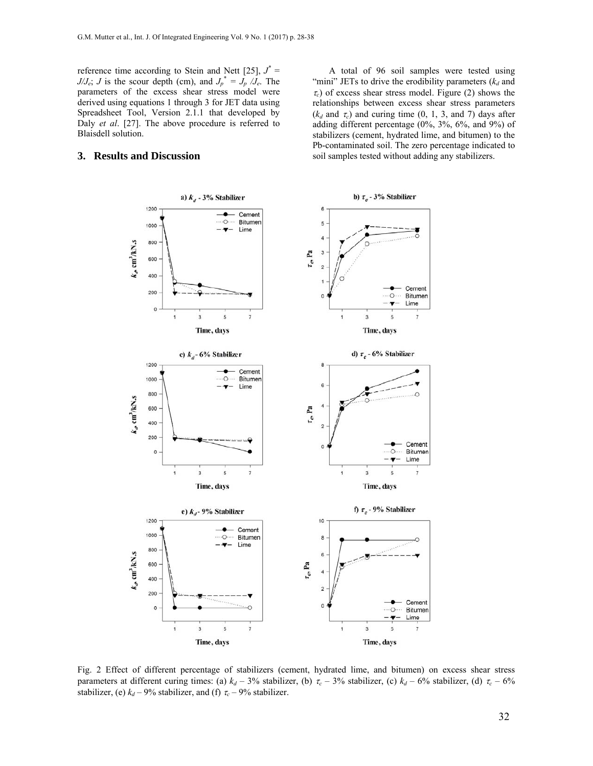reference time according to Stein and Nett [25], $J^* = J/J_e$; $J$ is the scour depth (cm), and $J_p^* = J_p / J_e$. The parameters of the excess shear stress model were derived using equations 1 through 3 for JET data using Spreadsheet Tool, Version 2.1.1 that developed by Daly *et al*. [27]. The above procedure is referred to Blaisdell solution.

## 3. Results and Discussion

A total of 96 soil samples were tested using "mini" JETs to drive the erodibility parameters ($k_d$ and $\tau_c$) of excess shear stress model. Figure (2) shows the relationships between excess shear stress parameters ($k_d$ and $\tau_c$) and curing time (0, 1, 3, and 7) days after adding different percentage (0%, 3%, 6%, and 9%) of stabilizers (cement, hydrated lime, and bitumen) to the Pb-contaminated soil. The zero percentage indicated to soil samples tested without adding any stabilizers.

Fig. 2 Effect of different percentage of stabilizers (cement, hydrated lime, and bitumen) on excess shear stress parameters at different curing times: (a) $k_d$ – 3% stabilizer, (b) $\tau_c$ – 3% stabilizer, (c) $k_d$ – 6% stabilizer, (d) $\tau_c$ – 6% stabilizer, (e) $k_d$ – 9% stabilizer, and (f) $\tau_c$ – 9% stabilizer.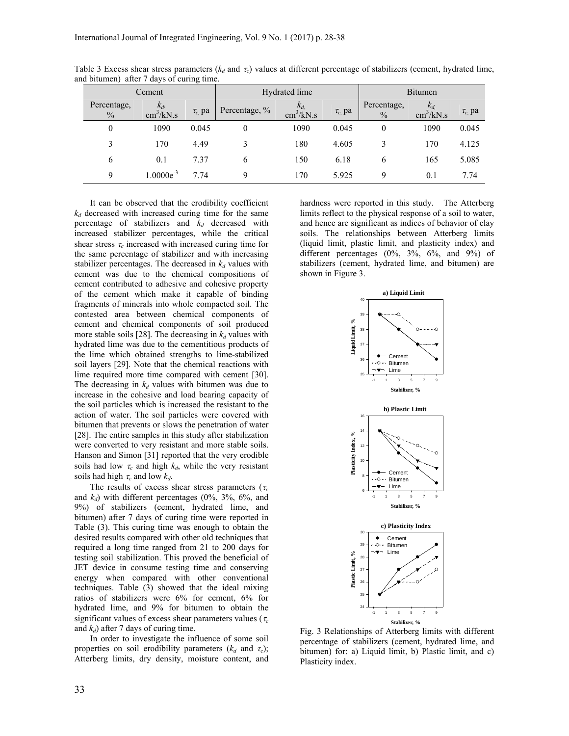Table 3 Excess shear stress parameters ($k_d$ and $\tau_c$) values at different percentage of stabilizers (cement, hydrated lime, and bitumen) after 7 days of curing time.

| Cement | | | Hydrated lime | | | Bitumen | | |
|---|---|---|---|---|---|---|---|---|
| Percentage, % | $k_d$, $cm^3/kN.s$ | $\tau_c$, pa | Percentage, % | $k_d$, $cm^3/kN.s$ | $\tau_c$, pa | Percentage, % | $k_d$, $cm^3/kN.s$ | $\tau_c$, pa |
| 0 | 1090 | 0.045 | 0 | 1090 | 0.045 | 0 | 1090 | 0.045 |
| 3 | 170 | 4.49 | 3 | 180 | 4.605 | 3 | 170 | 4.125 |
| 6 | 0.1 | 7.37 | 6 | 150 | 6.18 | 6 | 165 | 5.085 |
| 9 | $1.0000e^{-3}$ | 7.74 | 9 | 170 | 5.925 | 9 | 0.1 | 7.74 |

It can be observed that the erodibility coefficient $k_d$ decreased with increased curing time for the same percentage of stabilizers and $k_d$ decreased with increased stabilizer percentages, while the critical shear stress $\tau_c$ increased with increased curing time for the same percentage of stabilizer and with increasing stabilizer percentages. The decreased in $k_d$ values with cement was due to the chemical compositions of cement contributed to adhesive and cohesive property of the cement which make it capable of binding fragments of minerals into whole compacted soil. The contested area between chemical components of cement and chemical components of soil produced more stable soils [28]. The decreasing in $k_d$ values with hydrated lime was due to the cementitious products of the lime which obtained strengths to lime-stabilized soil layers [29]. Note that the chemical reactions with lime required more time compared with cement [30]. The decreasing in $k_d$ values with bitumen was due to increase in the cohesive and load bearing capacity of the soil particles which is increased the resistant to the action of water. The soil particles were covered with bitumen that prevents or slows the penetration of water [28]. The entire samples in this study after stabilization were converted to very resistant and more stable soils. Hanson and Simon [31] reported that the very erodible soils had low $\tau_c$ and high $k_d$, while the very resistant soils had high $\tau_c$ and low $k_d$.

The results of excess shear stress parameters ($\tau_c$ and $k_d$) with different percentages (0%, 3%, 6%, and 9%) of stabilizers (cement, hydrated lime, and bitumen) after 7 days of curing time were reported in Table (3). This curing time was enough to obtain the desired results compared with other old techniques that required a long time ranged from 21 to 200 days for testing soil stabilization. This proved the beneficial of JET device in consume testing time and conserving energy when compared with other conventional techniques. Table (3) showed that the ideal mixing ratios of stabilizers were 6% for cement, 6% for hydrated lime, and 9% for bitumen to obtain the significant values of excess shear parameters values ($\tau_c$ and $k_d$) after 7 days of curing time.

In order to investigate the influence of some soil properties on soil erodibility parameters ($k_d$ and $\tau_c$); Atterberg limits, dry density, moisture content, and hardness were reported in this study. The Atterberg limits reflect to the physical response of a soil to water, and hence are significant as indices of behavior of clay soils. The relationships between Atterberg limits (liquid limit, plastic limit, and plasticity index) and different percentages (0%, 3%, 6%, and 9%) of stabilizers (cement, hydrated lime, and bitumen) are shown in Figure 3.

Fig. 3 Relationships of Atterberg limits with different percentage of stabilizers (cement, hydrated lime, and bitumen) for: a) Liquid limit, b) Plastic limit, and c) Plasticity index.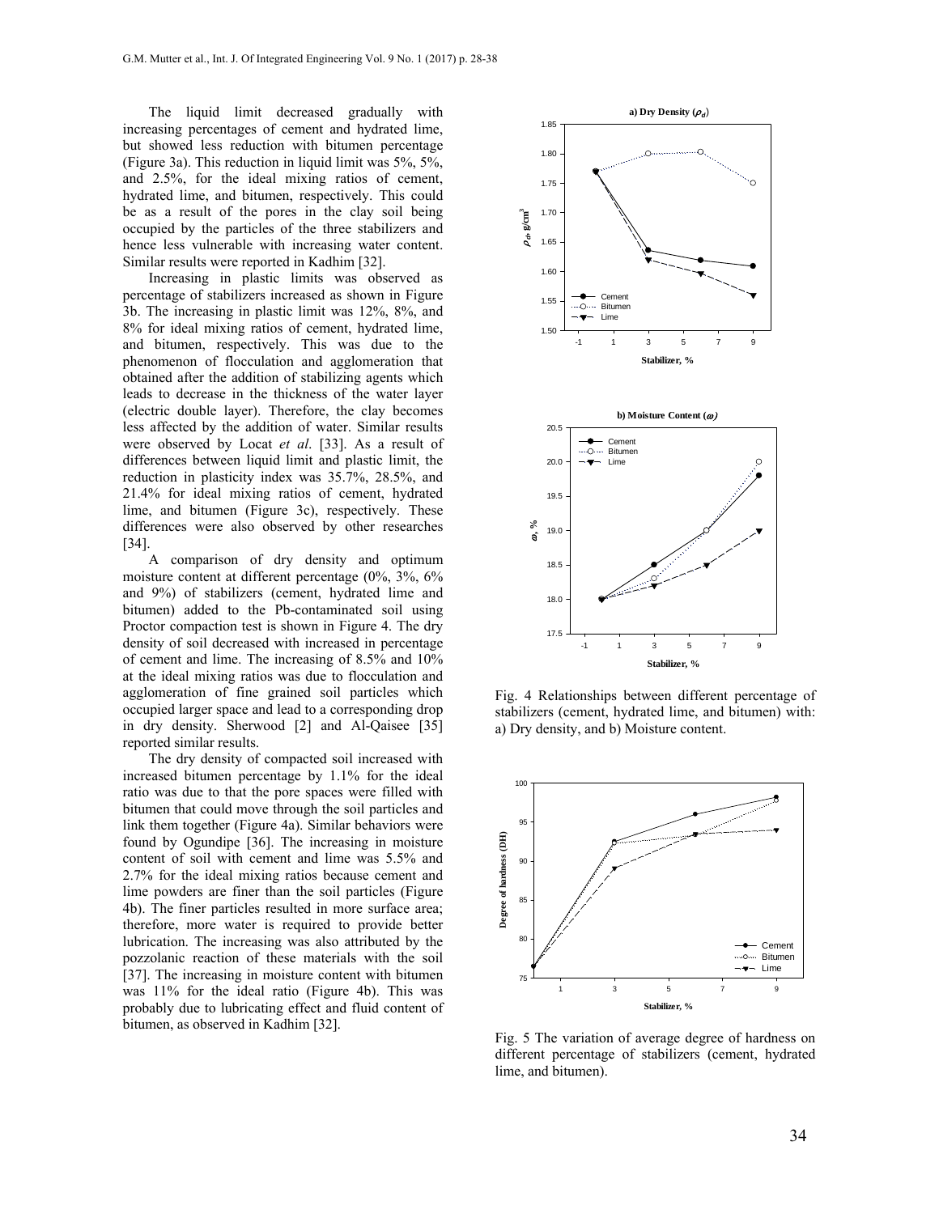The liquid limit decreased gradually with increasing percentages of cement and hydrated lime, but showed less reduction with bitumen percentage (Figure 3a). This reduction in liquid limit was 5%, 5%, and 2.5%, for the ideal mixing ratios of cement, hydrated lime, and bitumen, respectively. This could be as a result of the pores in the clay soil being occupied by the particles of the three stabilizers and hence less vulnerable with increasing water content. Similar results were reported in Kadhim [32].

Increasing in plastic limits was observed as percentage of stabilizers increased as shown in Figure 3b. The increasing in plastic limit was 12%, 8%, and 8% for ideal mixing ratios of cement, hydrated lime, and bitumen, respectively. This was due to the phenomenon of flocculation and agglomeration that obtained after the addition of stabilizing agents which leads to decrease in the thickness of the water layer (electric double layer). Therefore, the clay becomes less affected by the addition of water. Similar results were observed by Locat *et al*. [33]. As a result of differences between liquid limit and plastic limit, the reduction in plasticity index was 35.7%, 28.5%, and 21.4% for ideal mixing ratios of cement, hydrated lime, and bitumen (Figure 3c), respectively. These differences were also observed by other researches [34].

A comparison of dry density and optimum moisture content at different percentage (0%, 3%, 6% and 9%) of stabilizers (cement, hydrated lime and bitumen) added to the Pb-contaminated soil using Proctor compaction test is shown in Figure 4. The dry density of soil decreased with increased in percentage of cement and lime. The increasing of 8.5% and 10% at the ideal mixing ratios was due to flocculation and agglomeration of fine grained soil particles which occupied larger space and lead to a corresponding drop in dry density. Sherwood [2] and Al-Qaisee [35] reported similar results.

The dry density of compacted soil increased with increased bitumen percentage by 1.1% for the ideal ratio was due to that the pore spaces were filled with bitumen that could move through the soil particles and link them together (Figure 4a). Similar behaviors were found by Ogundipe [36]. The increasing in moisture content of soil with cement and lime was 5.5% and 2.7% for the ideal mixing ratios because cement and lime powders are finer than the soil particles (Figure 4b). The finer particles resulted in more surface area; therefore, more water is required to provide better lubrication. The increasing was also attributed by the pozzolanic reaction of these materials with the soil [37]. The increasing in moisture content with bitumen was 11% for the ideal ratio (Figure 4b). This was probably due to lubricating effect and fluid content of bitumen, as observed in Kadhim [32].

Fig. 4 Relationships between different percentage of stabilizers (cement, hydrated lime, and bitumen) with: a) Dry density, and b) Moisture content.

Fig. 5 The variation of average degree of hardness on different percentage of stabilizers (cement, hydrated lime, and bitumen).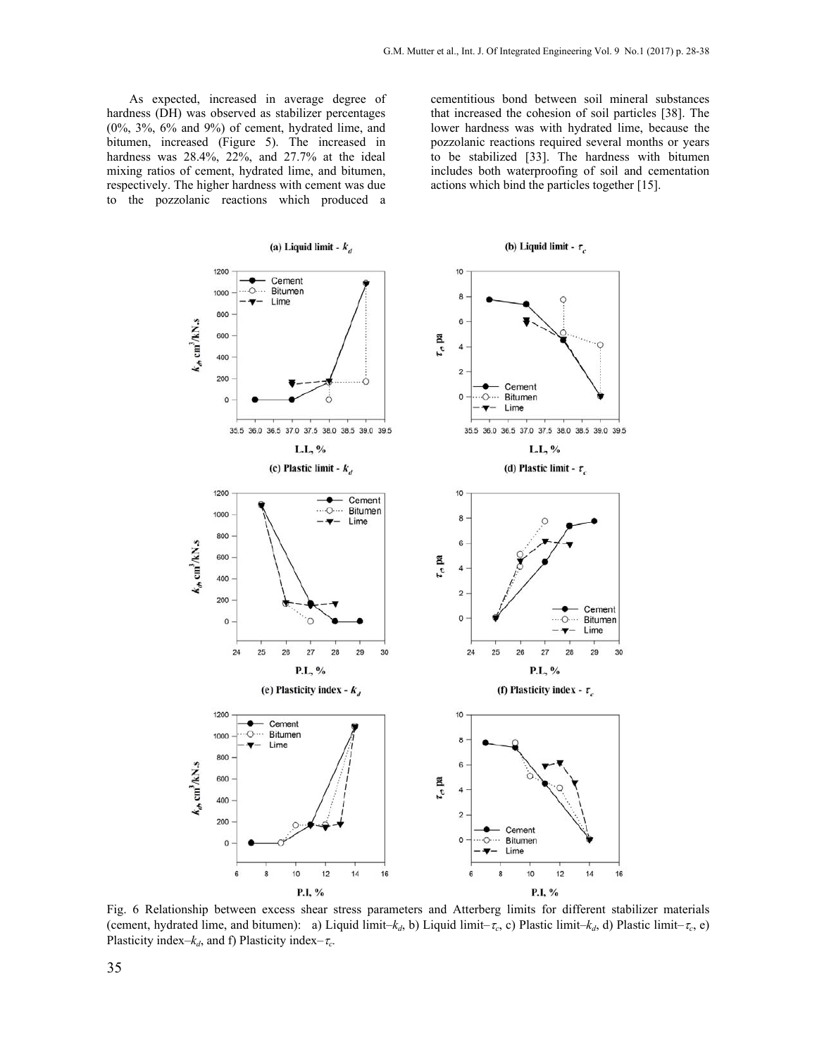As expected, increased in average degree of hardness (DH) was observed as stabilizer percentages (0%, 3%, 6% and 9%) of cement, hydrated lime, and bitumen, increased (Figure 5). The increased in hardness was 28.4%, 22%, and 27.7% at the ideal mixing ratios of cement, hydrated lime, and bitumen, respectively. The higher hardness with cement was due to the pozzolanic reactions which produced a cementitious bond between soil mineral substances that increased the cohesion of soil particles [38]. The lower hardness was with hydrated lime, because the pozzolanic reactions required several months or years to be stabilized [33]. The hardness with bitumen includes both waterproofing of soil and cementation actions which bind the particles together [15].

Fig. 6 Relationship between excess shear stress parameters and Atterberg limits for different stabilizer materials (cement, hydrated lime, and bitumen): a) Liquid limit–$k_d$, b) Liquid limit–$\tau_c$, c) Plastic limit–$k_d$, d) Plastic limit–$\tau_c$, e) Plasticity index–$k_d$, and f) Plasticity index–$\tau_c$.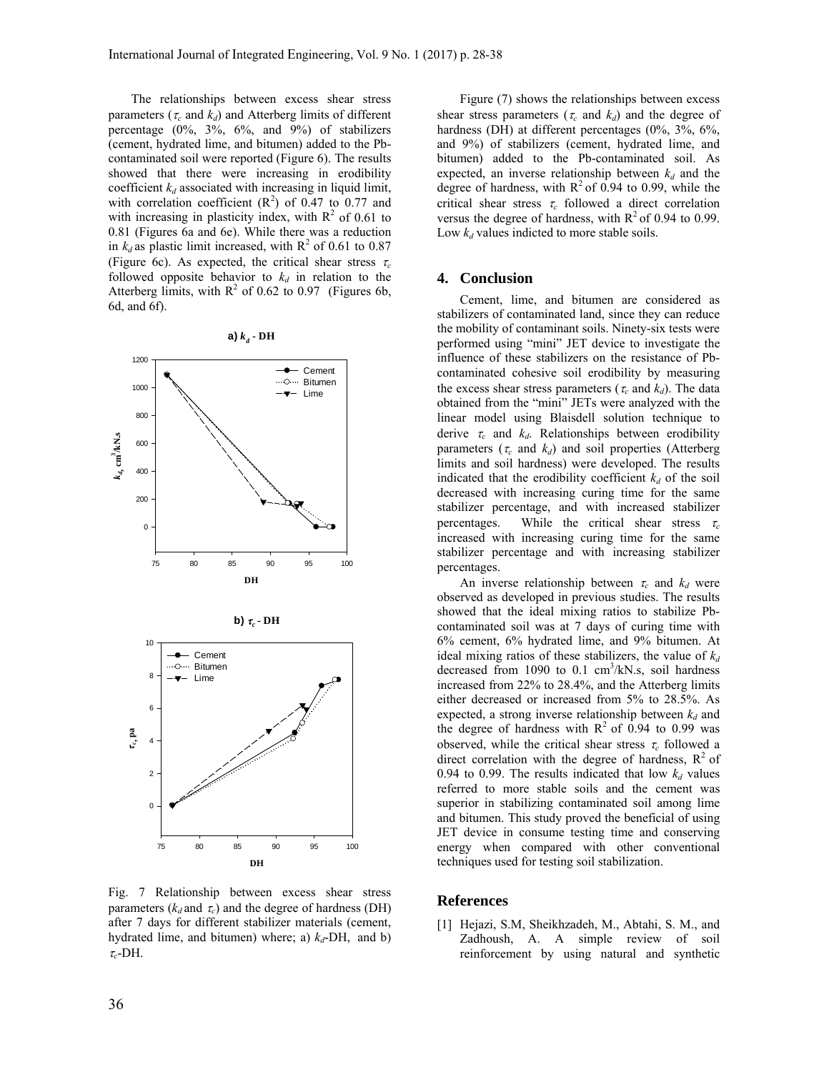The relationships between excess shear stress parameters ($\tau_c$ and $k_d$) and Atterberg limits of different percentage (0%, 3%, 6%, and 9%) of stabilizers (cement, hydrated lime, and bitumen) added to the Pb-contaminated soil were reported (Figure 6). The results showed that there were increasing in erodibility coefficient $k_d$ associated with increasing in liquid limit, with correlation coefficient ($R^2$) of 0.47 to 0.77 and with increasing in plasticity index, with $R^2$ of 0.61 to 0.81 (Figures 6a and 6e). While there was a reduction in $k_d$ as plastic limit increased, with $R^2$ of 0.61 to 0.87 (Figure 6c). As expected, the critical shear stress $\tau_c$ followed opposite behavior to $k_d$ in relation to the Atterberg limits, with $R^2$ of 0.62 to 0.97 (Figures 6b, 6d, and 6f).

Fig. 7 Relationship between excess shear stress parameters ($k_d$ and $\tau_c$) and the degree of hardness (DH) after 7 days for different stabilizer materials (cement, hydrated lime, and bitumen) where; a) $k_d$-DH, and b) $\tau_c$-DH.

Figure (7) shows the relationships between excess shear stress parameters ($\tau_c$ and $k_d$) and the degree of hardness (DH) at different percentages (0%, 3%, 6%, and 9%) of stabilizers (cement, hydrated lime, and bitumen) added to the Pb-contaminated soil. As expected, an inverse relationship between $k_d$ and the degree of hardness, with $R^2$ of 0.94 to 0.99, while the critical shear stress $\tau_c$ followed a direct correlation versus the degree of hardness, with $R^2$ of 0.94 to 0.99. Low $k_d$ values indicted to more stable soils.

## 4. Conclusion

Cement, lime, and bitumen are considered as stabilizers of contaminated land, since they can reduce the mobility of contaminant soils. Ninety-six tests were performed using "mini" JET device to investigate the influence of these stabilizers on the resistance of Pb-contaminated cohesive soil erodibility by measuring the excess shear stress parameters ($\tau_c$ and $k_d$). The data obtained from the "mini" JETs were analyzed with the linear model using Blaisdell solution technique to derive $\tau_c$ and $k_d$. Relationships between erodibility parameters ($\tau_c$ and $k_d$) and soil properties (Atterberg limits and soil hardness) were developed. The results indicated that the erodibility coefficient $k_d$ of the soil decreased with increasing curing time for the same stabilizer percentage, and with increased stabilizer percentages. While the critical shear stress $\tau_c$ increased with increasing curing time for the same stabilizer percentage and with increasing stabilizer percentages.

An inverse relationship between $\tau_c$ and $k_d$ were observed as developed in previous studies. The results showed that the ideal mixing ratios to stabilize Pb-contaminated soil was at 7 days of curing time with 6% cement, 6% hydrated lime, and 9% bitumen. At ideal mixing ratios of these stabilizers, the value of $k_d$ decreased from 1090 to 0.1 cm$^3$/kN.s, soil hardness increased from 22% to 28.4%, and the Atterberg limits either decreased or increased from 5% to 28.5%. As expected, a strong inverse relationship between $k_d$ and the degree of hardness with $R^2$ of 0.94 to 0.99 was observed, while the critical shear stress $\tau_c$ followed a direct correlation with the degree of hardness, $R^2$ of 0.94 to 0.99. The results indicated that low $k_d$ values referred to more stable soils and the cement was superior in stabilizing contaminated soil among lime and bitumen. This study proved the beneficial of using JET device in consume testing time and conserving energy when compared with other conventional techniques used for testing soil stabilization.

## References

[1] Hejazi, S.M, Sheikhzadeh, M., Abtahi, S. M., and Zadhoush, A. A simple review of soil reinforcement by using natural and synthetic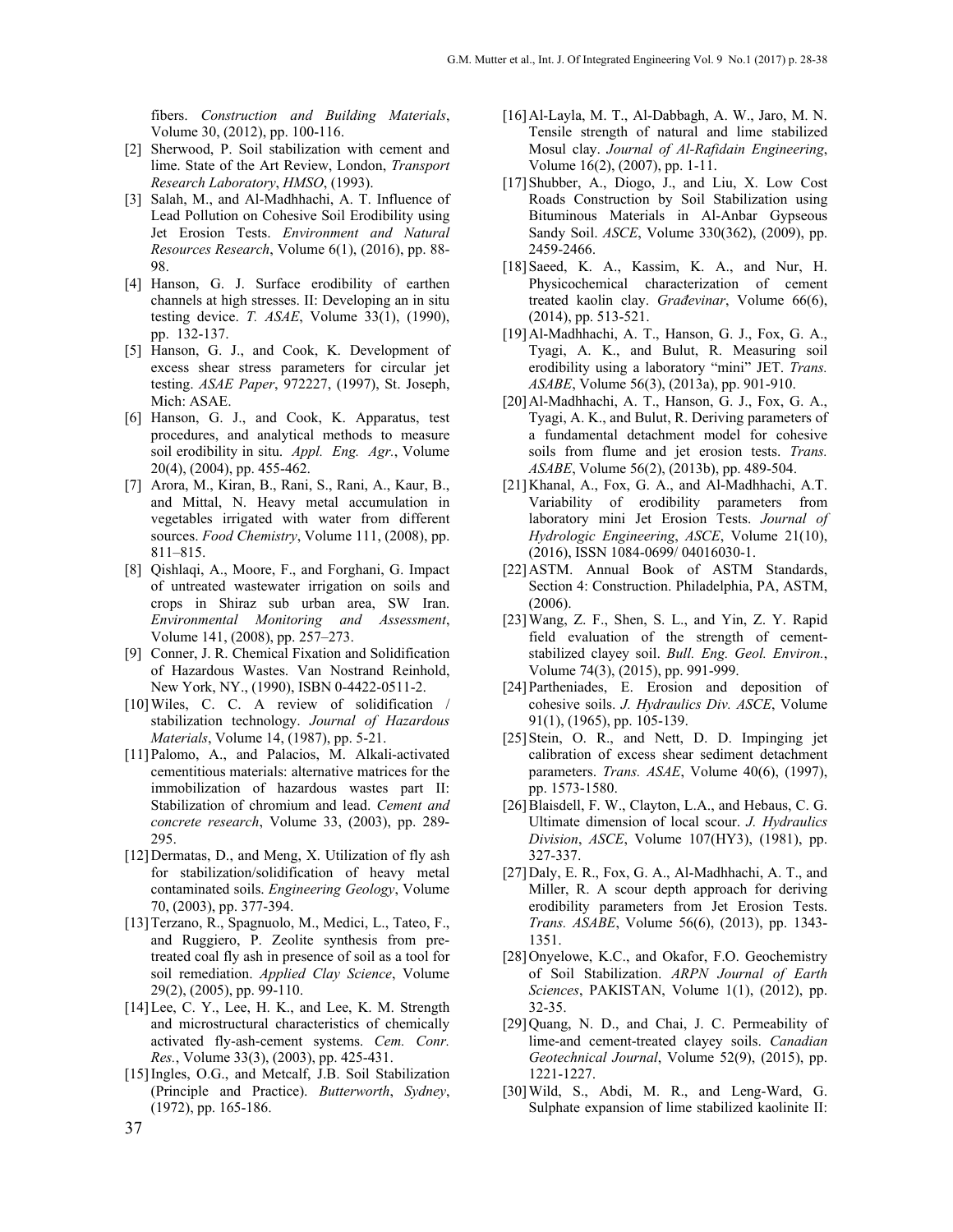fibers. *Construction and Building Materials*, Volume 30, (2012), pp. 100-116.

[2] Sherwood, P. Soil stabilization with cement and lime. State of the Art Review, London, *Transport Research Laboratory*, *HMSO*, (1993).

[3] Salah, M., and Al-Madhhachi, A. T. Influence of Lead Pollution on Cohesive Soil Erodibility using Jet Erosion Tests. *Environment and Natural Resources Research*, Volume 6(1), (2016), pp. 88-98.

[4] Hanson, G. J. Surface erodibility of earthen channels at high stresses. II: Developing an in situ testing device. *T. ASAE*, Volume 33(1), (1990), pp. 132-137.

[5] Hanson, G. J., and Cook, K. Development of excess shear stress parameters for circular jet testing. *ASAE Paper*, 972227, (1997), St. Joseph, Mich: ASAE.

[6] Hanson, G. J., and Cook, K. Apparatus, test procedures, and analytical methods to measure soil erodibility in situ. *Appl. Eng. Agr.*, Volume 20(4), (2004), pp. 455-462.

[7] Arora, M., Kiran, B., Rani, S., Rani, A., Kaur, B., and Mittal, N. Heavy metal accumulation in vegetables irrigated with water from different sources. *Food Chemistry*, Volume 111, (2008), pp. 811–815.

[8] Qishlaqi, A., Moore, F., and Forghani, G. Impact of untreated wastewater irrigation on soils and crops in Shiraz sub urban area, SW Iran. *Environmental Monitoring and Assessment*, Volume 141, (2008), pp. 257–273.

[9] Conner, J. R. Chemical Fixation and Solidification of Hazardous Wastes. Van Nostrand Reinhold, New York, NY., (1990), ISBN 0-4422-0511-2.

[10] Wiles, C. C. A review of solidification / stabilization technology. *Journal of Hazardous Materials*, Volume 14, (1987), pp. 5-21.

[11] Palomo, A., and Palacios, M. Alkali-activated cementitious materials: alternative matrices for the immobilization of hazardous wastes part II: Stabilization of chromium and lead. *Cement and concrete research*, Volume 33, (2003), pp. 289-295.

[12] Dermatas, D., and Meng, X. Utilization of fly ash for stabilization/solidification of heavy metal contaminated soils. *Engineering Geology*, Volume 70, (2003), pp. 377-394.

[13] Terzano, R., Spagnuolo, M., Medici, L., Tateo, F., and Ruggiero, P. Zeolite synthesis from pre-treated coal fly ash in presence of soil as a tool for soil remediation. *Applied Clay Science*, Volume 29(2), (2005), pp. 99-110.

[14] Lee, C. Y., Lee, H. K., and Lee, K. M. Strength and microstructural characteristics of chemically activated fly-ash-cement systems. *Cem. Conr. Res.*, Volume 33(3), (2003), pp. 425-431.

[15] Ingles, O.G., and Metcalf, J.B. Soil Stabilization (Principle and Practice). *Butterworth*, *Sydney*, (1972), pp. 165-186.

[16] Al-Layla, M. T., Al-Dabbagh, A. W., Jaro, M. N. Tensile strength of natural and lime stabilized Mosul clay. *Journal of Al-Rafidain Engineering*, Volume 16(2), (2007), pp. 1-11.

[17] Shubber, A., Diogo, J., and Liu, X. Low Cost Roads Construction by Soil Stabilization using Bituminous Materials in Al-Anbar Gypseous Sandy Soil. *ASCE*, Volume 330(362), (2009), pp. 2459-2466.

[18] Saeed, K. A., Kassim, K. A., and Nur, H. Physicochemical characterization of cement treated kaolin clay. *Građevinar*, Volume 66(6), (2014), pp. 513-521.

[19] Al-Madhhachi, A. T., Hanson, G. J., Fox, G. A., Tyagi, A. K., and Bulut, R. Measuring soil erodibility using a laboratory "mini" JET. *Trans. ASABE*, Volume 56(3), (2013a), pp. 901-910.

[20] Al-Madhhachi, A. T., Hanson, G. J., Fox, G. A., Tyagi, A. K., and Bulut, R. Deriving parameters of a fundamental detachment model for cohesive soils from flume and jet erosion tests. *Trans. ASABE*, Volume 56(2), (2013b), pp. 489-504.

[21] Khanal, A., Fox, G. A., and Al-Madhhachi, A.T. Variability of erodibility parameters from laboratory mini Jet Erosion Tests. *Journal of Hydrologic Engineering*, *ASCE*, Volume 21(10), (2016), ISSN 1084-0699/ 04016030-1.

[22] ASTM. Annual Book of ASTM Standards, Section 4: Construction. Philadelphia, PA, ASTM, (2006).

[23] Wang, Z. F., Shen, S. L., and Yin, Z. Y. Rapid field evaluation of the strength of cement-stabilized clayey soil. *Bull. Eng. Geol. Environ.*, Volume 74(3), (2015), pp. 991-999.

[24] Partheniades, E. Erosion and deposition of cohesive soils. *J. Hydraulics Div. ASCE*, Volume 91(1), (1965), pp. 105-139.

[25] Stein, O. R., and Nett, D. D. Impinging jet calibration of excess shear sediment detachment parameters. *Trans. ASAE*, Volume 40(6), (1997), pp. 1573-1580.

[26] Blaisdell, F. W., Clayton, L.A., and Hebaus, C. G. Ultimate dimension of local scour. *J. Hydraulics Division*, *ASCE*, Volume 107(HY3), (1981), pp. 327-337.

[27] Daly, E. R., Fox, G. A., Al-Madhhachi, A. T., and Miller, R. A scour depth approach for deriving erodibility parameters from Jet Erosion Tests. *Trans. ASABE*, Volume 56(6), (2013), pp. 1343-1351.

[28] Onyelowe, K.C., and Okafor, F.O. Geochemistry of Soil Stabilization. *ARPN Journal of Earth Sciences*, PAKISTAN, Volume 1(1), (2012), pp. 32-35.

[29] Quang, N. D., and Chai, J. C. Permeability of lime-and cement-treated clayey soils. *Canadian Geotechnical Journal*, Volume 52(9), (2015), pp. 1221-1227.

[30] Wild, S., Abdi, M. R., and Leng-Ward, G. Sulphate expansion of lime stabilized kaolinite II: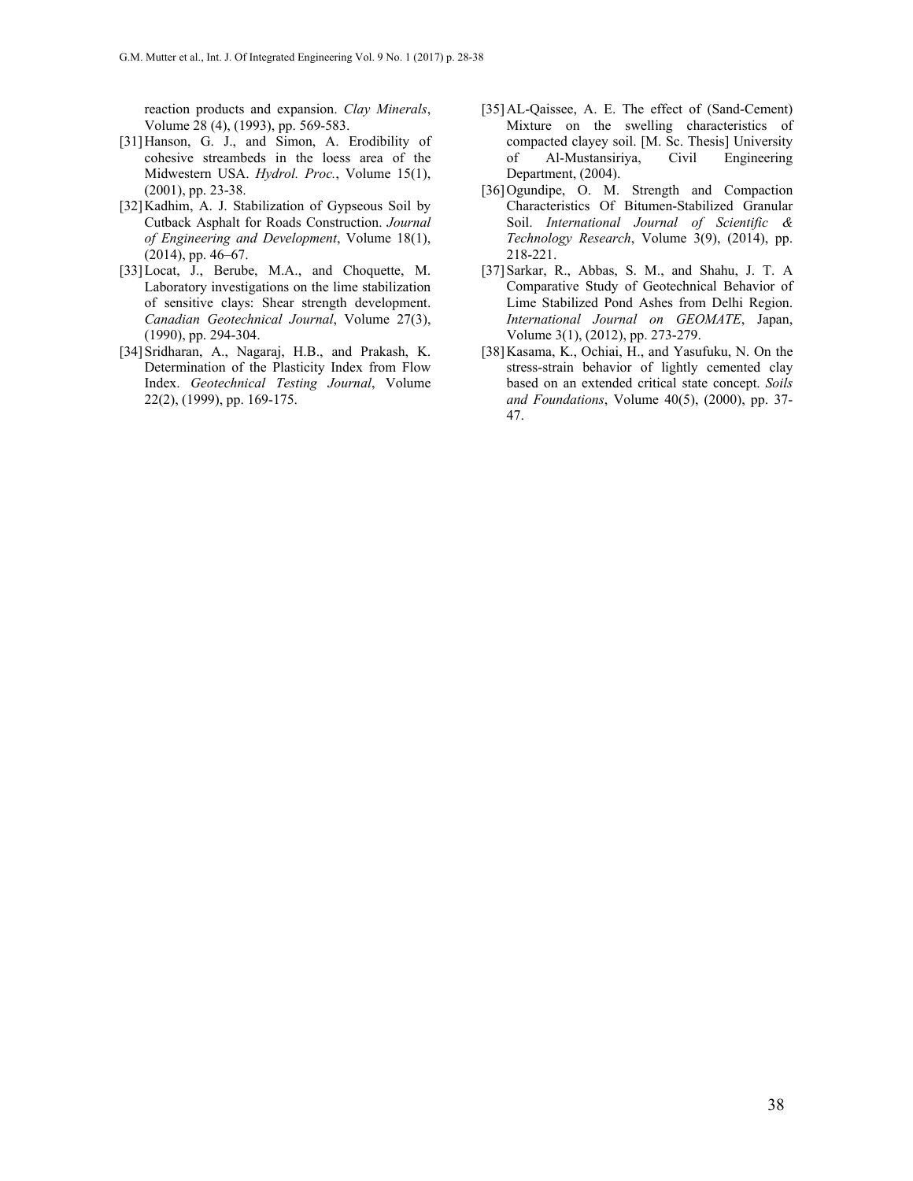reaction products and expansion. *Clay Minerals*, Volume 28 (4), (1993), pp. 569-583.

[31] Hanson, G. J., and Simon, A. Erodibility of cohesive streambeds in the loess area of the Midwestern USA. *Hydrol. Proc.*, Volume 15(1), (2001), pp. 23-38.

[32] Kadhim, A. J. Stabilization of Gypseous Soil by Cutback Asphalt for Roads Construction. *Journal of Engineering and Development*, Volume 18(1), (2014), pp. 46–67.

[33] Locat, J., Berube, M.A., and Choquette, M. Laboratory investigations on the lime stabilization of sensitive clays: Shear strength development. *Canadian Geotechnical Journal*, Volume 27(3), (1990), pp. 294-304.

[34] Sridharan, A., Nagaraj, H.B., and Prakash, K. Determination of the Plasticity Index from Flow Index. *Geotechnical Testing Journal*, Volume 22(2), (1999), pp. 169-175.

[35] AL-Qaissee, A. E. The effect of (Sand-Cement) Mixture on the swelling characteristics of compacted clayey soil. [M. Sc. Thesis] University of Al-Mustansiriya, Civil Engineering Department, (2004).

[36] Ogundipe, O. M. Strength and Compaction Characteristics Of Bitumen-Stabilized Granular Soil. *International Journal of Scientific & Technology Research*, Volume 3(9), (2014), pp. 218-221.

[37] Sarkar, R., Abbas, S. M., and Shahu, J. T. A Comparative Study of Geotechnical Behavior of Lime Stabilized Pond Ashes from Delhi Region. *International Journal on GEOMATE*, Japan, Volume 3(1), (2012), pp. 273-279.

[38] Kasama, K., Ochiai, H., and Yasufuku, N. On the stress-strain behavior of lightly cemented clay based on an extended critical state concept. *Soils and Foundations*, Volume 40(5), (2000), pp. 37-47.